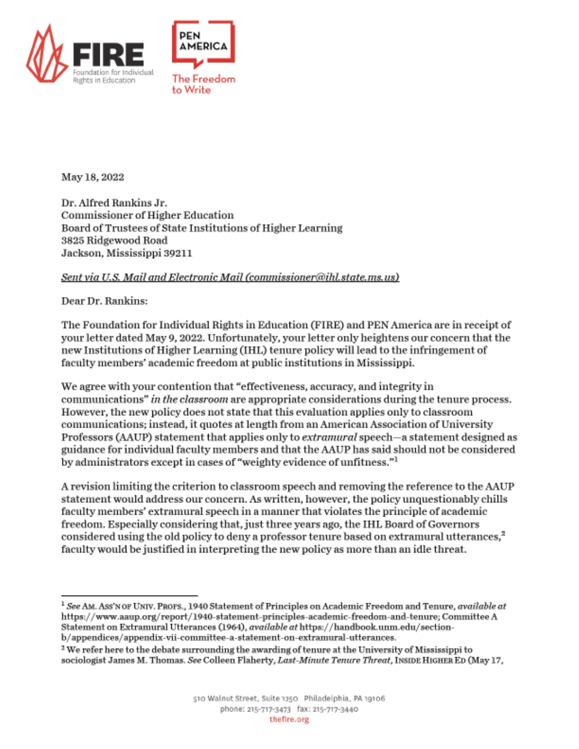May 18, 2022

Dr. Alfred Rankins Jr.
Commissioner of Higher Education
Board of Trustees of State Institutions of Higher Learning
3825 Ridgewood Road
Jackson, Mississippi 39211

*Sent via U.S. Mail and Electronic Mail (commissioner@ihl.state.ms.us)*

Dear Dr. Rankins:

The Foundation for Individual Rights in Education (FIRE) and PEN America are in receipt of your letter dated May 9, 2022. Unfortunately, your letter only heightens our concern that the new Institutions of Higher Learning (IHL) tenure policy will lead to the infringement of faculty members' academic freedom at public institutions in Mississippi.

We agree with your contention that "effectiveness, accuracy, and integrity in communications" *in the classroom* are appropriate considerations during the tenure process. However, the new policy does not state that this evaluation applies only to classroom communications; instead, it quotes at length from an American Association of University Professors (AAUP) statement that applies only to *extramural* speech—a statement designed as guidance for individual faculty members and that the AAUP has said should not be considered by administrators except in cases of "weighty evidence of unfitness."[1]

A revision limiting the criterion to classroom speech and removing the reference to the AAUP statement would address our concern. As written, however, the policy unquestionably chills faculty members' extramural speech in a manner that violates the principle of academic freedom. Especially considering that, just three years ago, the IHL Board of Governors considered using the old policy to deny a professor tenure based on extramural utterances,[2] faculty would be justified in interpreting the new policy as more than an idle threat.

---

[1] *See* AM. ASS'N OF UNIV. PROFS., 1940 Statement of Principles on Academic Freedom and Tenure, *available at* https://www.aaup.org/report/1940-statement-principles-academic-freedom-and-tenure; Committee A Statement on Extramural Utterances (1964), *available at* https://handbook.unm.edu/section-b/appendices/appendix-vii-committee-a-statement-on-extramural-utterances.

[2] We refer here to the debate surrounding the awarding of tenure at the University of Mississippi to sociologist James M. Thomas. *See* Colleen Flaherty, *Last-Minute Tenure Threat*, INSIDE HIGHER ED (May 17,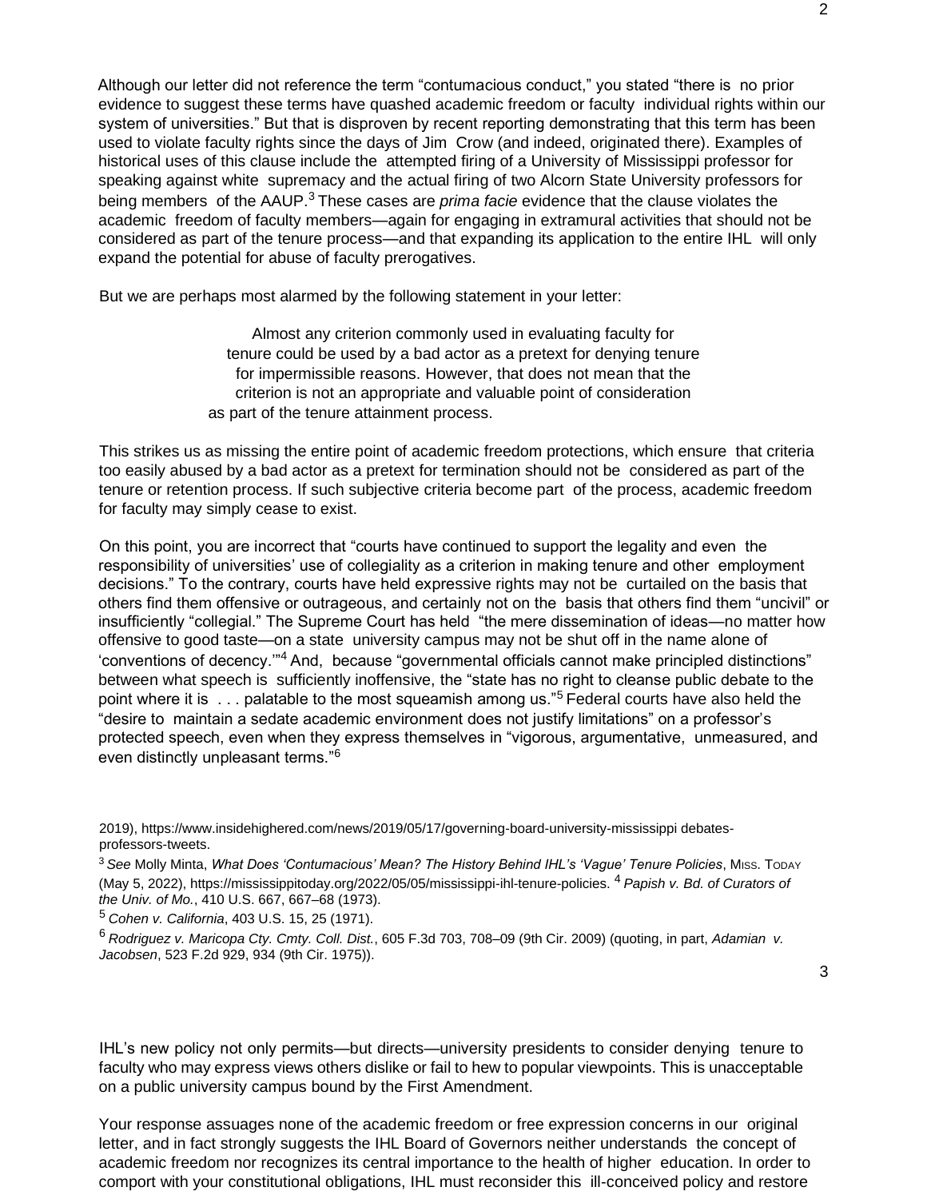Although our letter did not reference the term "contumacious conduct," you stated "there is no prior evidence to suggest these terms have quashed academic freedom or faculty individual rights within our system of universities." But that is disproven by recent reporting demonstrating that this term has been used to violate faculty rights since the days of Jim Crow (and indeed, originated there). Examples of historical uses of this clause include the attempted firing of a University of Mississippi professor for speaking against white supremacy and the actual firing of two Alcorn State University professors for being members of the AAUP.[3] These cases are *prima facie* evidence that the clause violates the academic freedom of faculty members—again for engaging in extramural activities that should not be considered as part of the tenure process—and that expanding its application to the entire IHL will only expand the potential for abuse of faculty prerogatives.

But we are perhaps most alarmed by the following statement in your letter:

> Almost any criterion commonly used in evaluating faculty for tenure could be used by a bad actor as a pretext for denying tenure for impermissible reasons. However, that does not mean that the criterion is not an appropriate and valuable point of consideration as part of the tenure attainment process.

This strikes us as missing the entire point of academic freedom protections, which ensure that criteria too easily abused by a bad actor as a pretext for termination should not be considered as part of the tenure or retention process. If such subjective criteria become part of the process, academic freedom for faculty may simply cease to exist.

On this point, you are incorrect that "courts have continued to support the legality and even the responsibility of universities' use of collegiality as a criterion in making tenure and other employment decisions." To the contrary, courts have held expressive rights may not be curtailed on the basis that others find them offensive or outrageous, and certainly not on the basis that others find them "uncivil" or insufficiently "collegial." The Supreme Court has held "the mere dissemination of ideas—no matter how offensive to good taste—on a state university campus may not be shut off in the name alone of 'conventions of decency.'"[4] And, because "governmental officials cannot make principled distinctions" between what speech is sufficiently inoffensive, the "state has no right to cleanse public debate to the point where it is . . . palatable to the most squeamish among us."[5] Federal courts have also held the "desire to maintain a sedate academic environment does not justify limitations" on a professor's protected speech, even when they express themselves in "vigorous, argumentative, unmeasured, and even distinctly unpleasant terms."[6]

2019), https://www.insidehighered.com/news/2019/05/17/governing-board-university-mississippi debates-professors-tweets.

[3] *See* Molly Minta, *What Does 'Contumacious' Mean? The History Behind IHL's 'Vague' Tenure Policies*, Miss. Today (May 5, 2022), https://mississippitoday.org/2022/05/05/mississippi-ihl-tenure-policies.

[4] *Papish v. Bd. of Curators of the Univ. of Mo.*, 410 U.S. 667, 667–68 (1973).

[5] *Cohen v. California*, 403 U.S. 15, 25 (1971).

[6] *Rodriguez v. Maricopa Cty. Cmty. Coll. Dist.*, 605 F.3d 703, 708–09 (9th Cir. 2009) (quoting, in part, *Adamian v. Jacobsen*, 523 F.2d 929, 934 (9th Cir. 1975)).

IHL's new policy not only permits—but directs—university presidents to consider denying tenure to faculty who may express views others dislike or fail to hew to popular viewpoints. This is unacceptable on a public university campus bound by the First Amendment.

Your response assuages none of the academic freedom or free expression concerns in our original letter, and in fact strongly suggests the IHL Board of Governors neither understands the concept of academic freedom nor recognizes its central importance to the health of higher education. In order to comport with your constitutional obligations, IHL must reconsider this ill-conceived policy and restore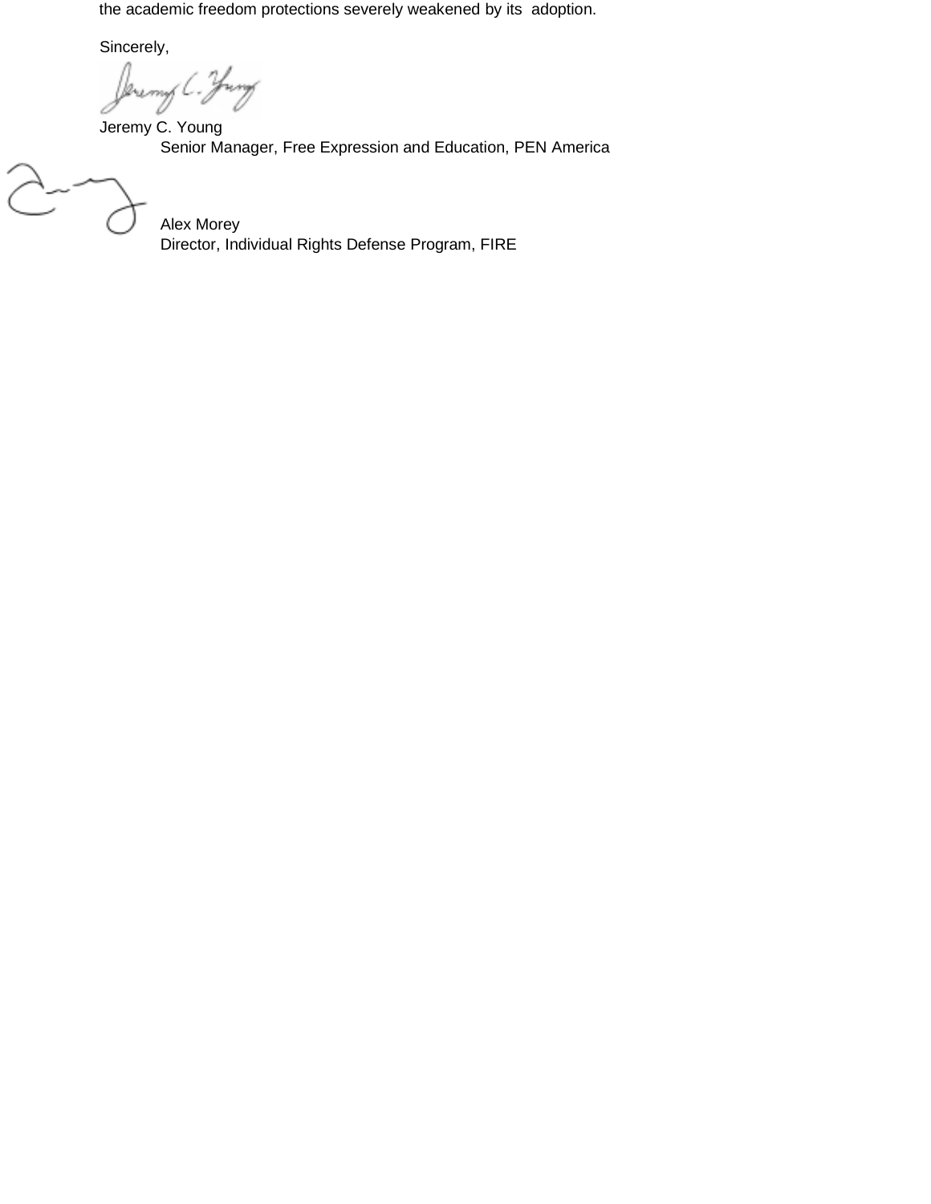the academic freedom protections severely weakened by its adoption.

Sincerely,

Jeremy C. Young
Senior Manager, Free Expression and Education, PEN America

Alex Morey
Director, Individual Rights Defense Program, FIRE